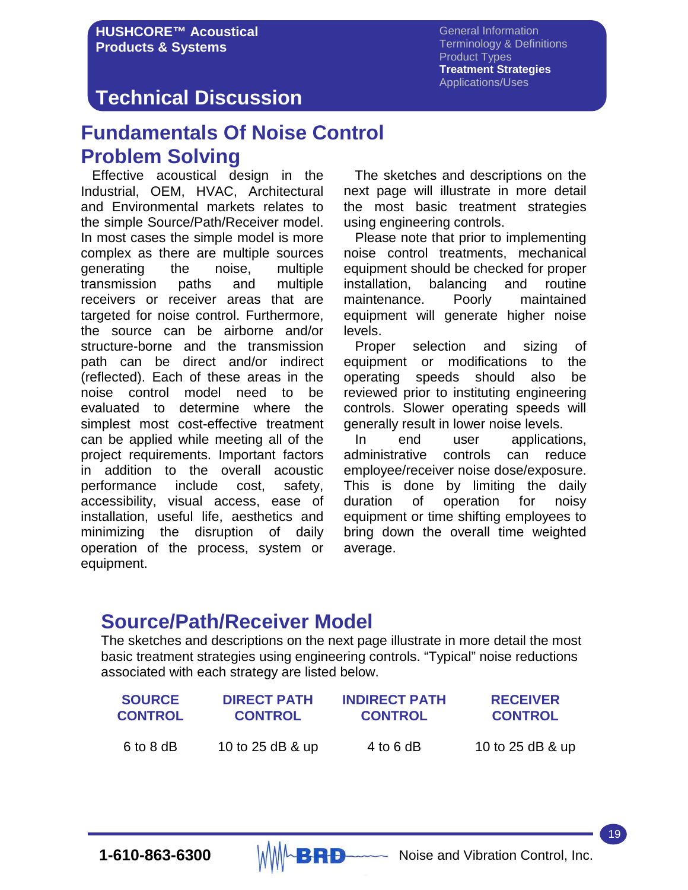# Technical Discussion

## Fundamentals Of Noise Control Problem Solving

Effective acoustical design in the Industrial, OEM, HVAC, Architectural and Environmental markets relates to the simple Source/Path/Receiver model. In most cases the simple model is more complex as there are multiple sources generating the noise, multiple transmission paths and multiple receivers or receiver areas that are targeted for noise control. Furthermore, the source can be airborne and/or structure-borne and the transmission path can be direct and/or indirect (reflected). Each of these areas in the noise control model need to be evaluated to determine where the simplest most cost-effective treatment can be applied while meeting all of the project requirements. Important factors in addition to the overall acoustic performance include cost, safety, accessibility, visual access, ease of installation, useful life, aesthetics and minimizing the disruption of daily operation of the process, system or equipment.

The sketches and descriptions on the next page will illustrate in more detail the most basic treatment strategies using engineering controls.

Please note that prior to implementing noise control treatments, mechanical equipment should be checked for proper installation, balancing and routine maintenance. Poorly maintained equipment will generate higher noise levels.

Proper selection and sizing of equipment or modifications to the operating speeds should also be reviewed prior to instituting engineering controls. Slower operating speeds will generally result in lower noise levels.

In end user applications, administrative controls can reduce employee/receiver noise dose/exposure. This is done by limiting the daily duration of operation for noisy equipment or time shifting employees to bring down the overall time weighted average.

## Source/Path/Receiver Model

The sketches and descriptions on the next page illustrate in more detail the most basic treatment strategies using engineering controls. "Typical" noise reductions associated with each strategy are listed below.

| SOURCE CONTROL | DIRECT PATH CONTROL | INDIRECT PATH CONTROL | RECEIVER CONTROL |
|---|---|---|---|
| 6 to 8 dB | 10 to 25 dB & up | 4 to 6 dB | 10 to 25 dB & up |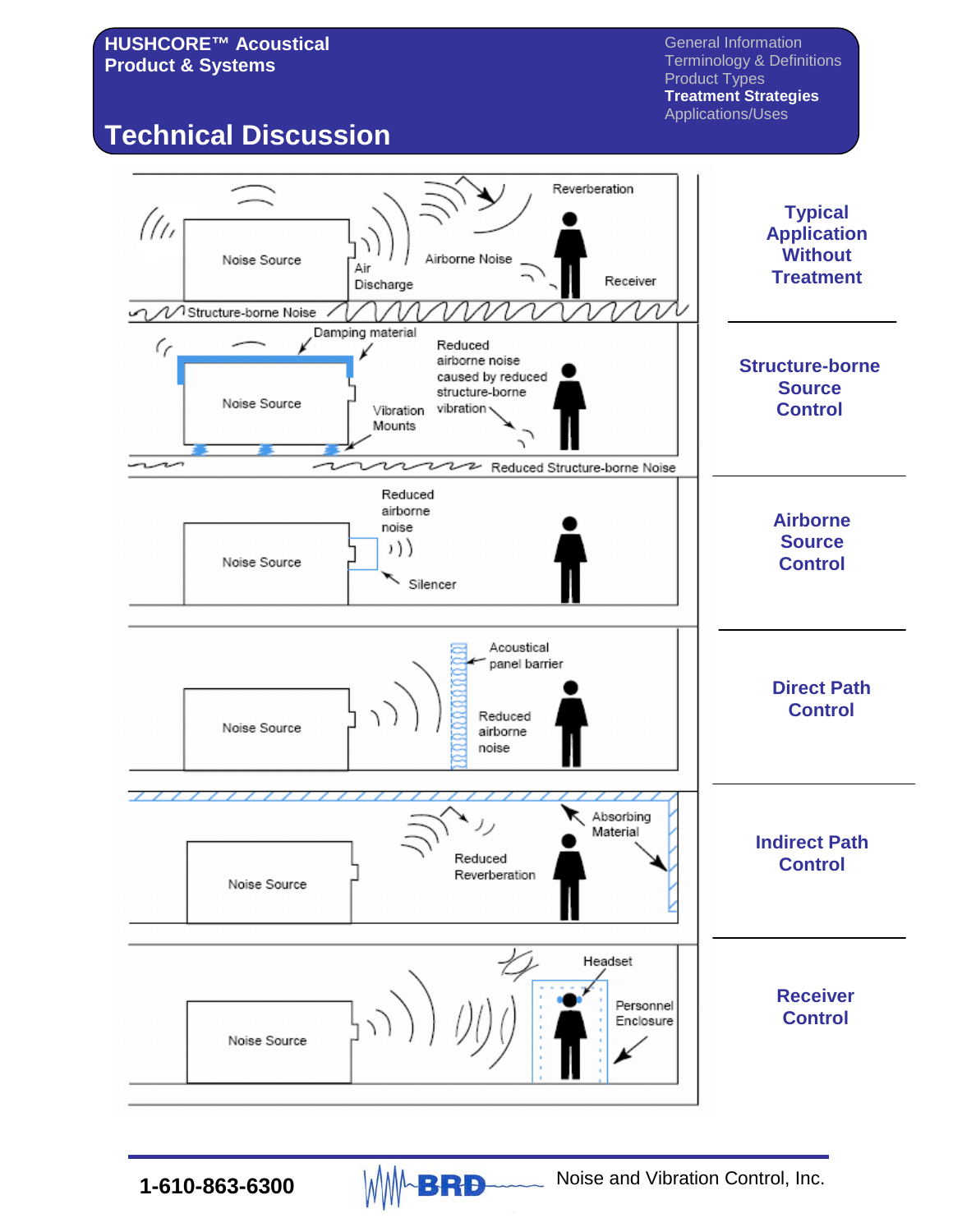**HUSHCORE™ Acoustical Product & Systems**

General Information
Terminology & Definitions
Product Types
**Treatment Strategies**
Applications/Uses

# Technical Discussion

Reverberation
Noise Source
Air Discharge
Airborne Noise
Receiver
Structure-borne Noise

## Typical Application Without Treatment

Damping material
Reduced airborne noise caused by reduced structure-borne vibration
Noise Source
Vibration Mounts
Reduced Structure-borne Noise

## Structure-borne Source Control

Reduced airborne noise
Noise Source
Silencer

## Airborne Source Control

Acoustical panel barrier
Noise Source
Reduced airborne noise

## Direct Path Control

Absorbing Material
Reduced Reverberation
Noise Source

## Indirect Path Control

Headset
Personnel Enclosure
Noise Source

## Receiver Control

**1-610-863-6300** BRD Noise and Vibration Control, Inc.